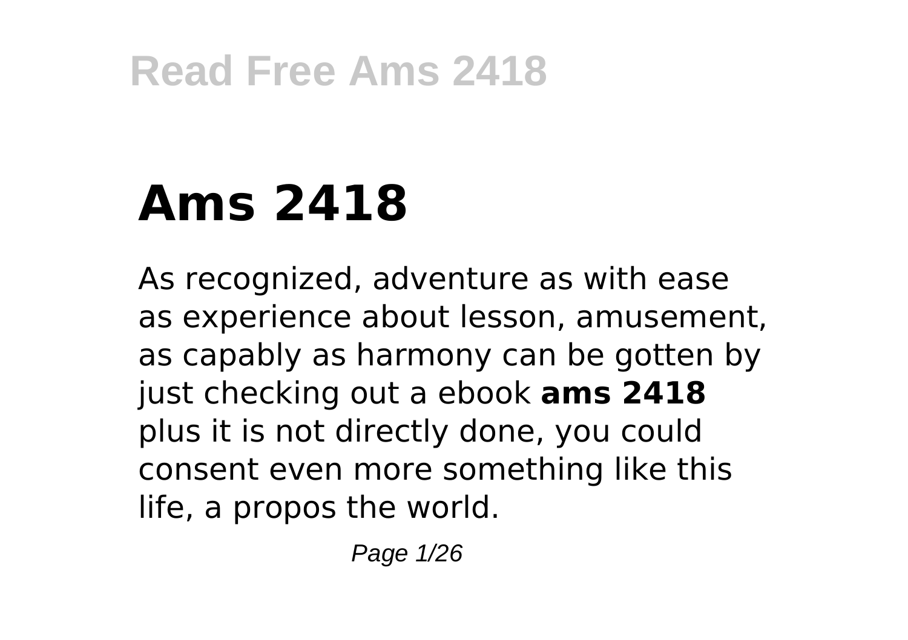# Ams 2418

As recognized, adventure as with ease as experience about lesson, amusement, as capably as harmony can be gotten by just checking out a ebook **ams 2418** plus it is not directly done, you could consent even more something like this life, a propos the world.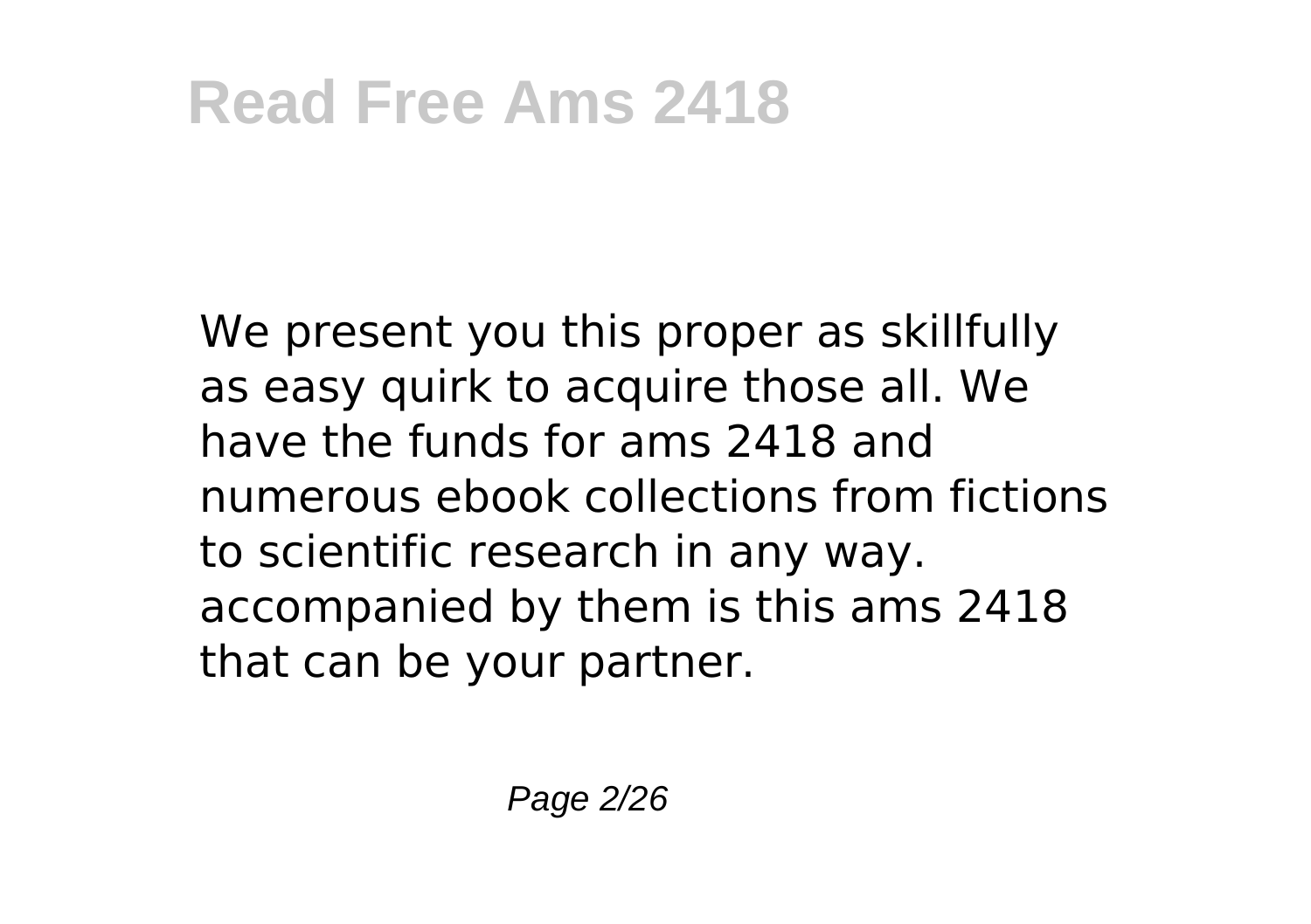We present you this proper as skillfully as easy quirk to acquire those all. We have the funds for ams 2418 and numerous ebook collections from fictions to scientific research in any way. accompanied by them is this ams 2418 that can be your partner.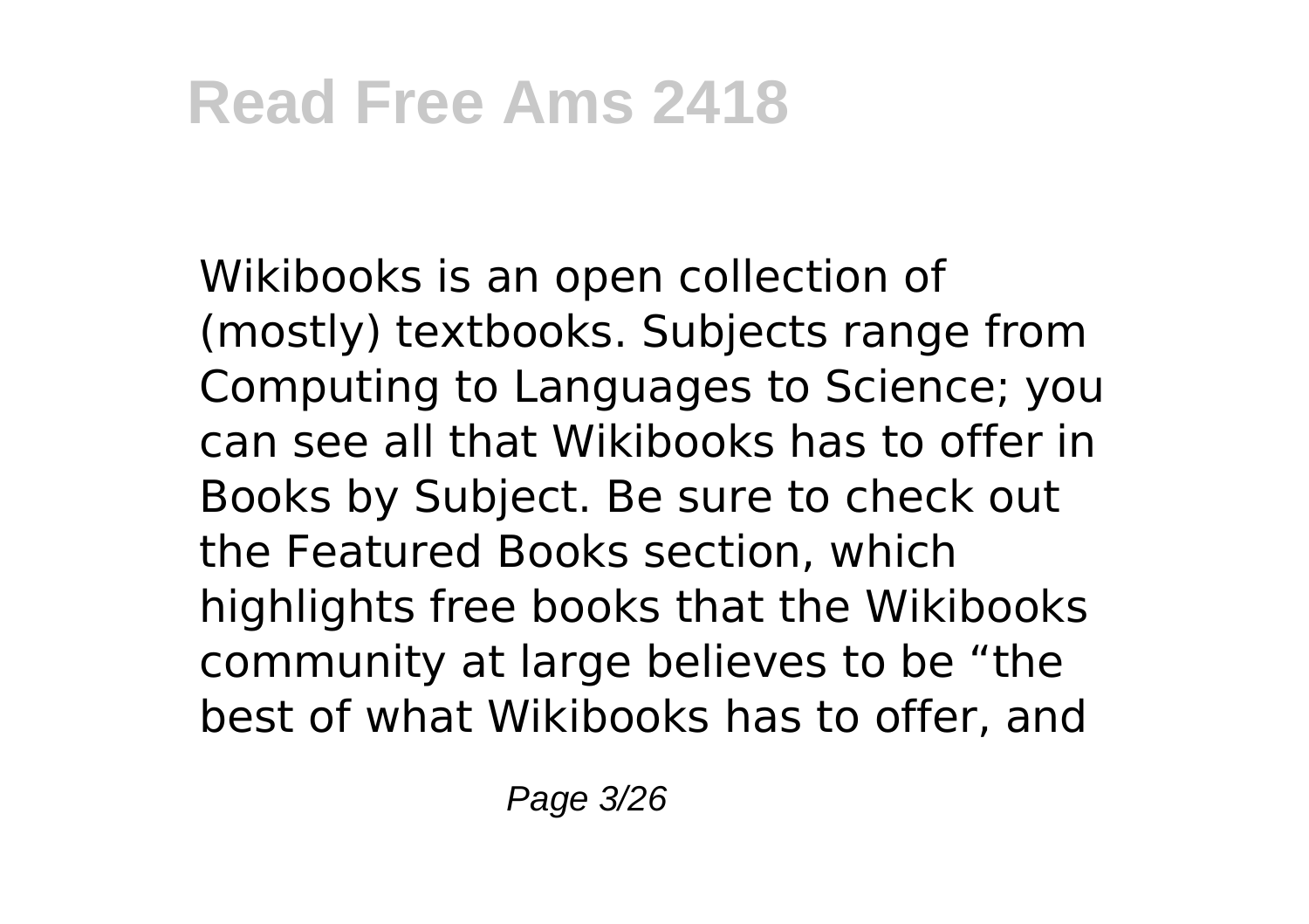Wikibooks is an open collection of (mostly) textbooks. Subjects range from Computing to Languages to Science; you can see all that Wikibooks has to offer in Books by Subject. Be sure to check out the Featured Books section, which highlights free books that the Wikibooks community at large believes to be “the best of what Wikibooks has to offer, and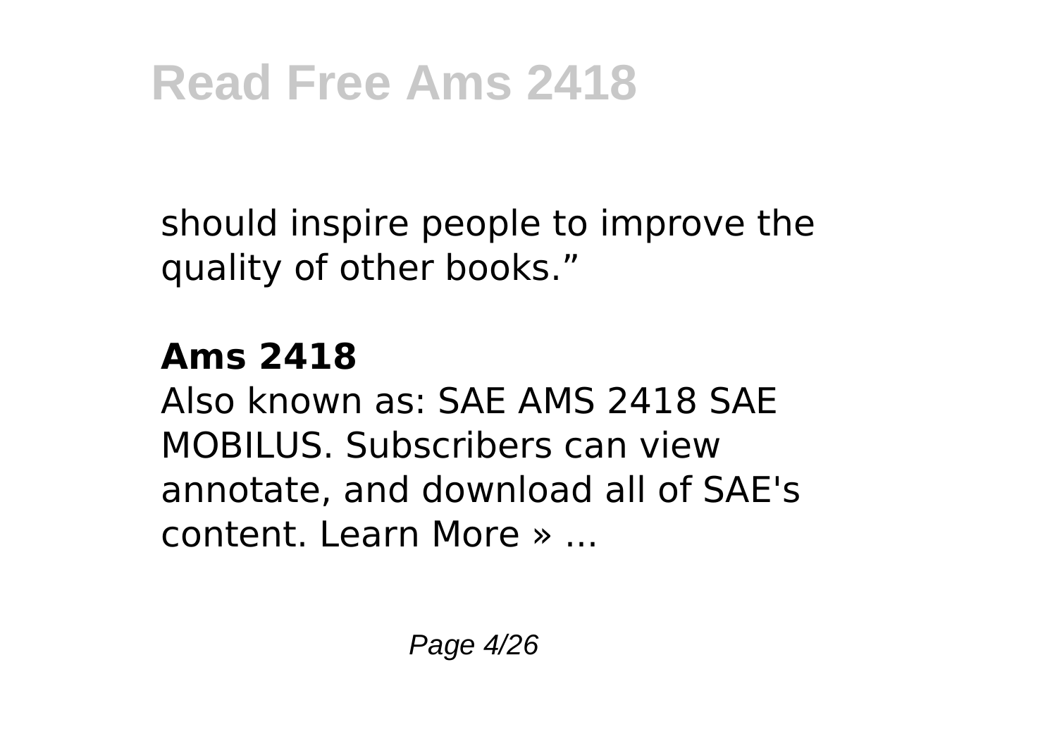should inspire people to improve the quality of other books."

## Ams 2418

Also known as: SAE AMS 2418 SAE MOBILUS. Subscribers can view annotate, and download all of SAE's content. Learn More » ...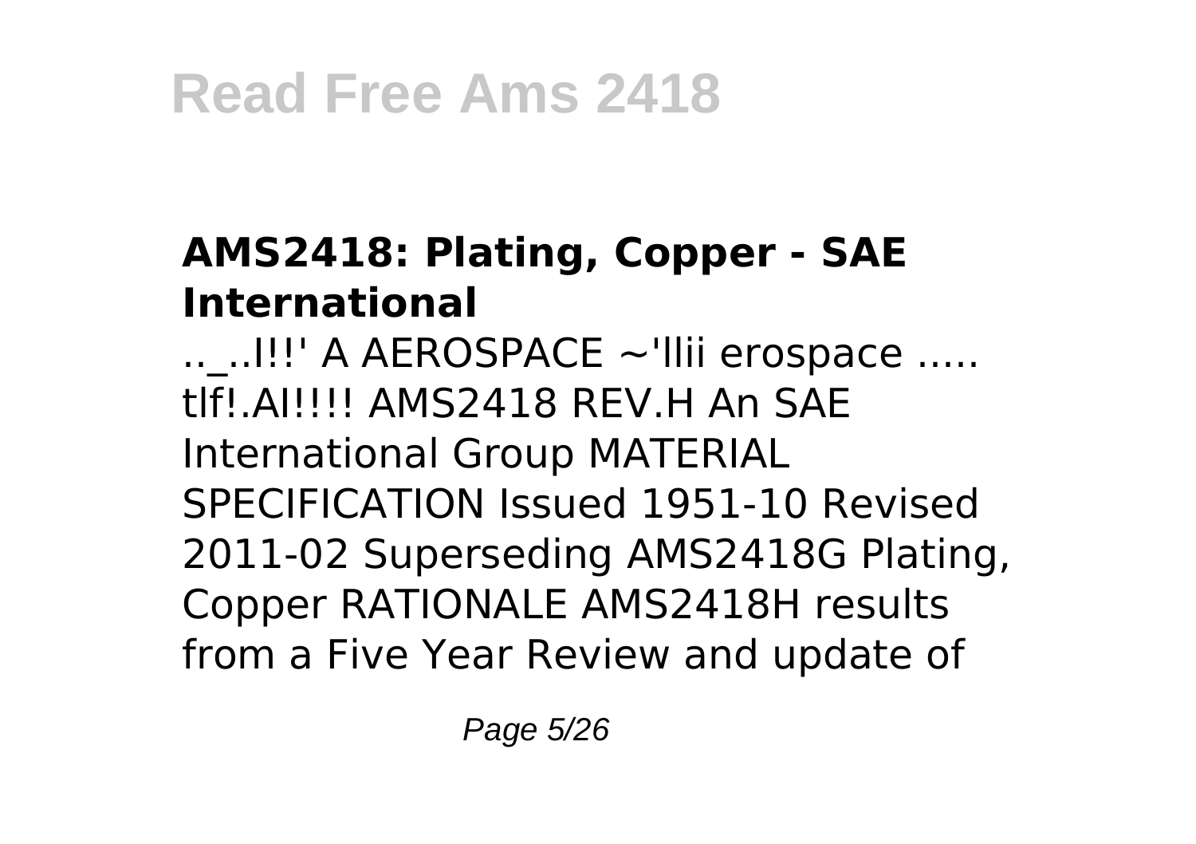### AMS2418: Plating, Copper - SAE International

.._..I!!' A AEROSPACE ~'llii erospace ..... tlf!.AI!!!! AMS2418 REV.H An SAE International Group MATERIAL SPECIFICATION Issued 1951-10 Revised 2011-02 Superseding AMS2418G Plating, Copper RATIONALE AMS2418H results from a Five Year Review and update of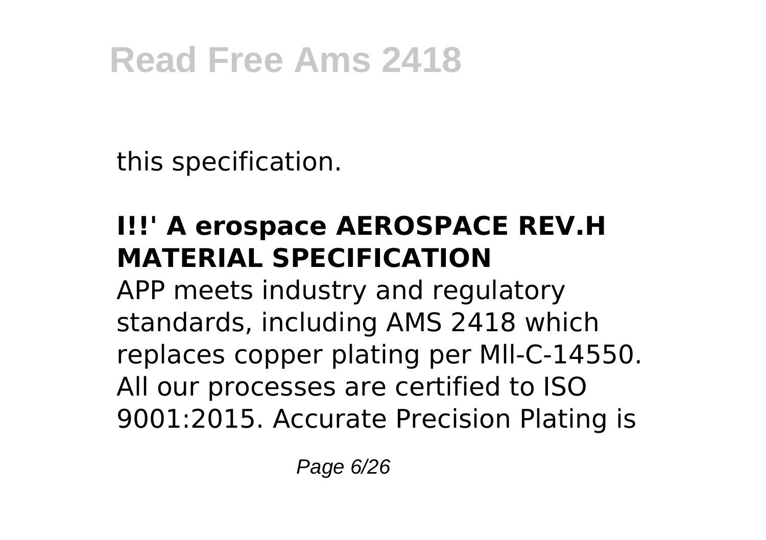this specification.

### I!!' A erospace AEROSPACE REV.H MATERIAL SPECIFICATION

APP meets industry and regulatory standards, including AMS 2418 which replaces copper plating per MIl-C-14550. All our processes are certified to ISO 9001:2015. Accurate Precision Plating is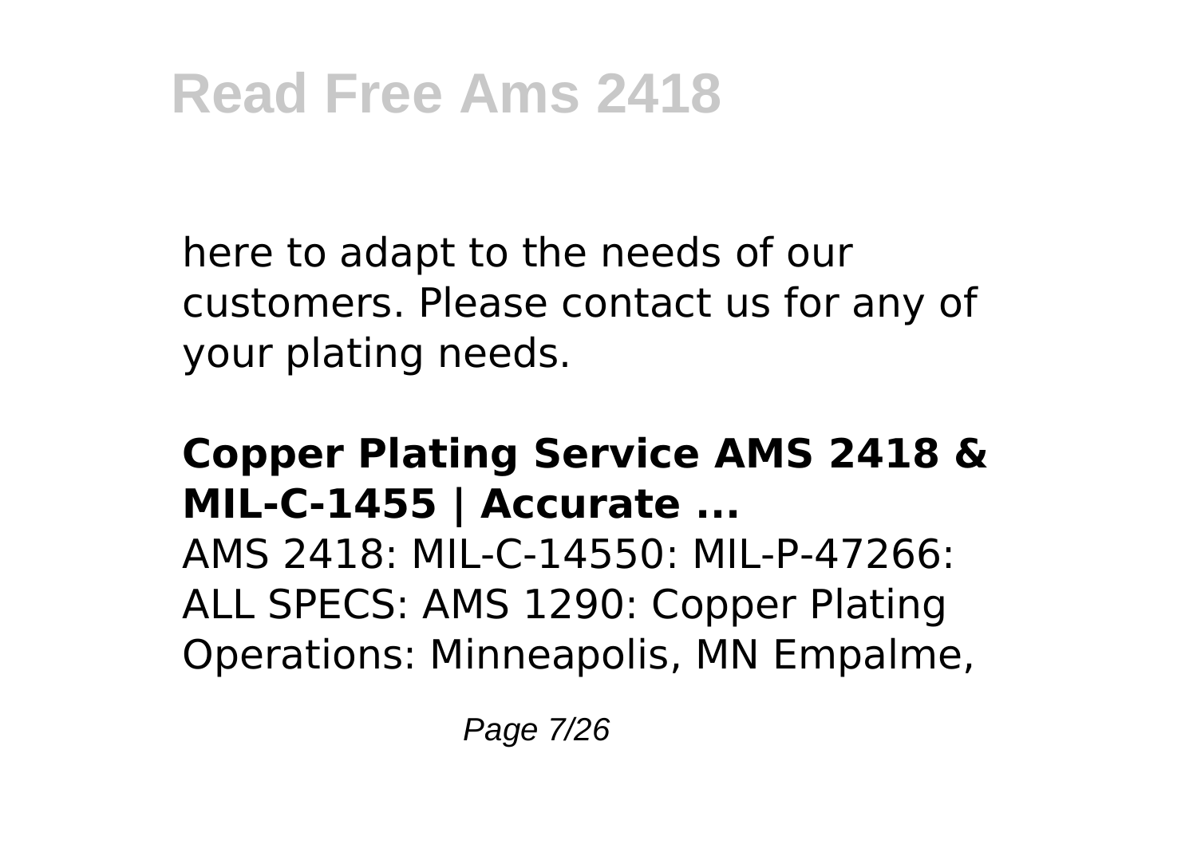here to adapt to the needs of our customers. Please contact us for any of your plating needs.

**Copper Plating Service AMS 2418 & MIL-C-1455 | Accurate ...**

AMS 2418: MIL-C-14550: MIL-P-47266: ALL SPECS: AMS 1290: Copper Plating Operations: Minneapolis, MN Empalme,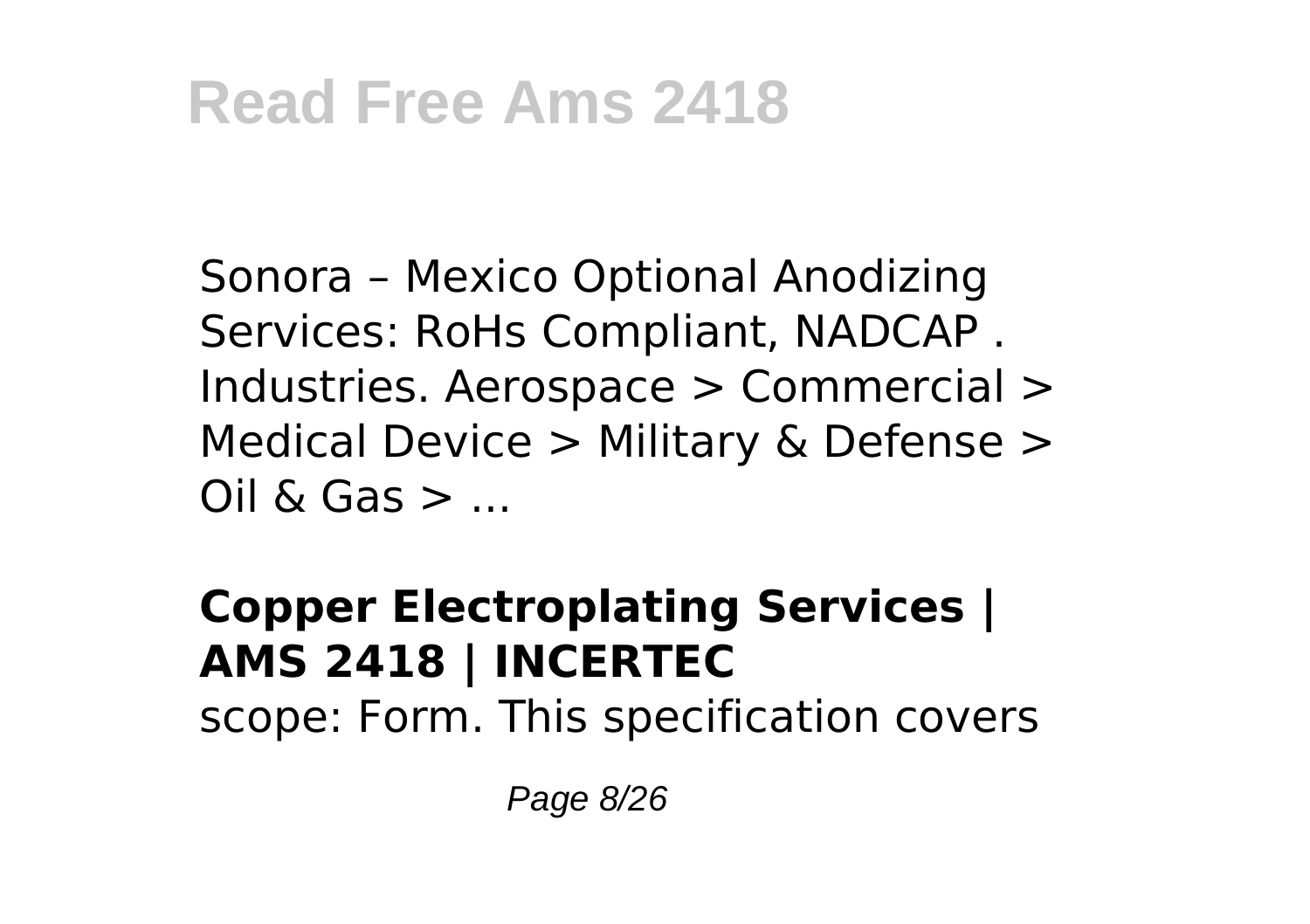Sonora – Mexico Optional Anodizing Services: RoHs Compliant, NADCAP . Industries. Aerospace > Commercial > Medical Device > Military & Defense > Oil & Gas > ...

## Copper Electroplating Services | AMS 2418 | INCERTEC

scope: Form. This specification covers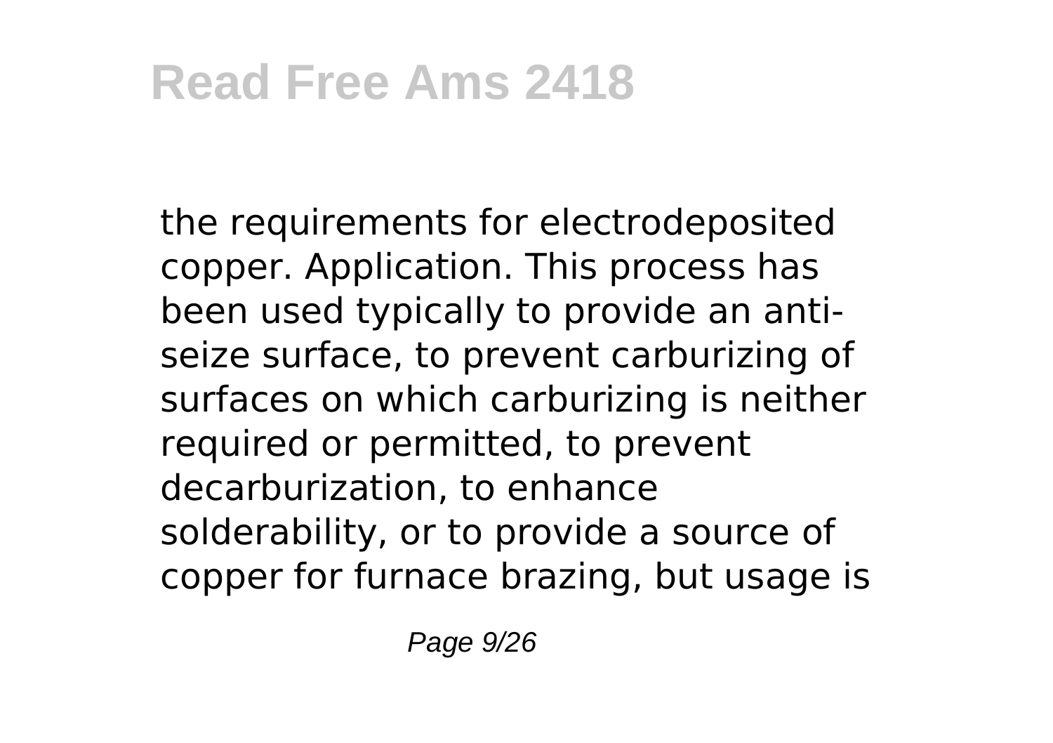the requirements for electrodeposited copper. Application. This process has been used typically to provide an anti-seize surface, to prevent carburizing of surfaces on which carburizing is neither required or permitted, to prevent decarburization, to enhance solderability, or to provide a source of copper for furnace brazing, but usage is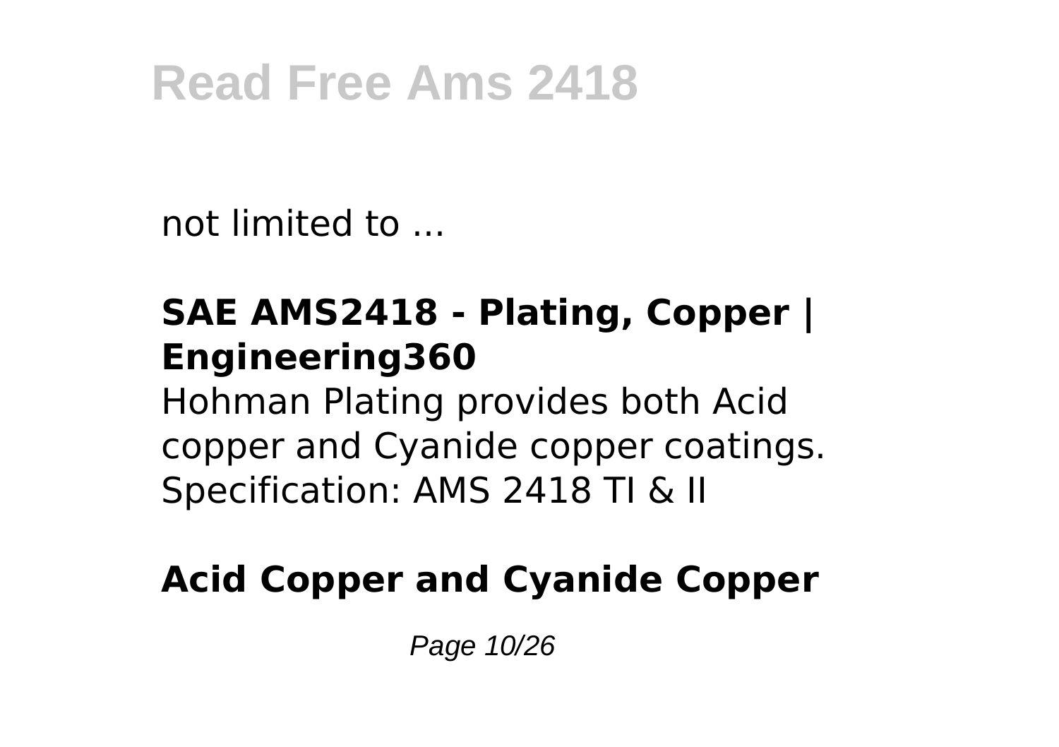not limited to ...

**SAE AMS2418 - Plating, Copper | Engineering360**

Hohman Plating provides both Acid copper and Cyanide copper coatings. Specification: AMS 2418 TI & II

**Acid Copper and Cyanide Copper**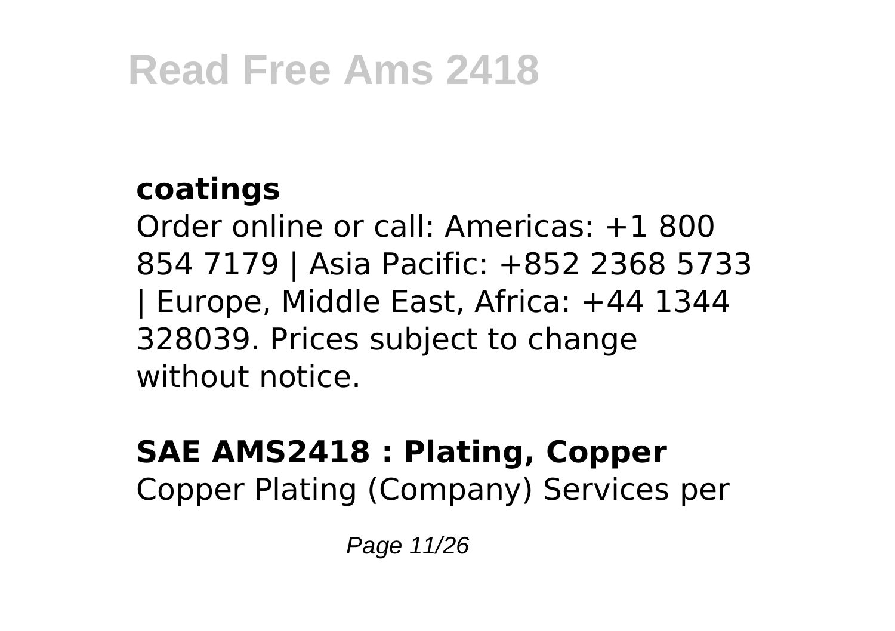### coatings

Order online or call: Americas: +1 800 854 7179 | Asia Pacific: +852 2368 5733 | Europe, Middle East, Africa: +44 1344 328039. Prices subject to change without notice.

### SAE AMS2418 : Plating, Copper

Copper Plating (Company) Services per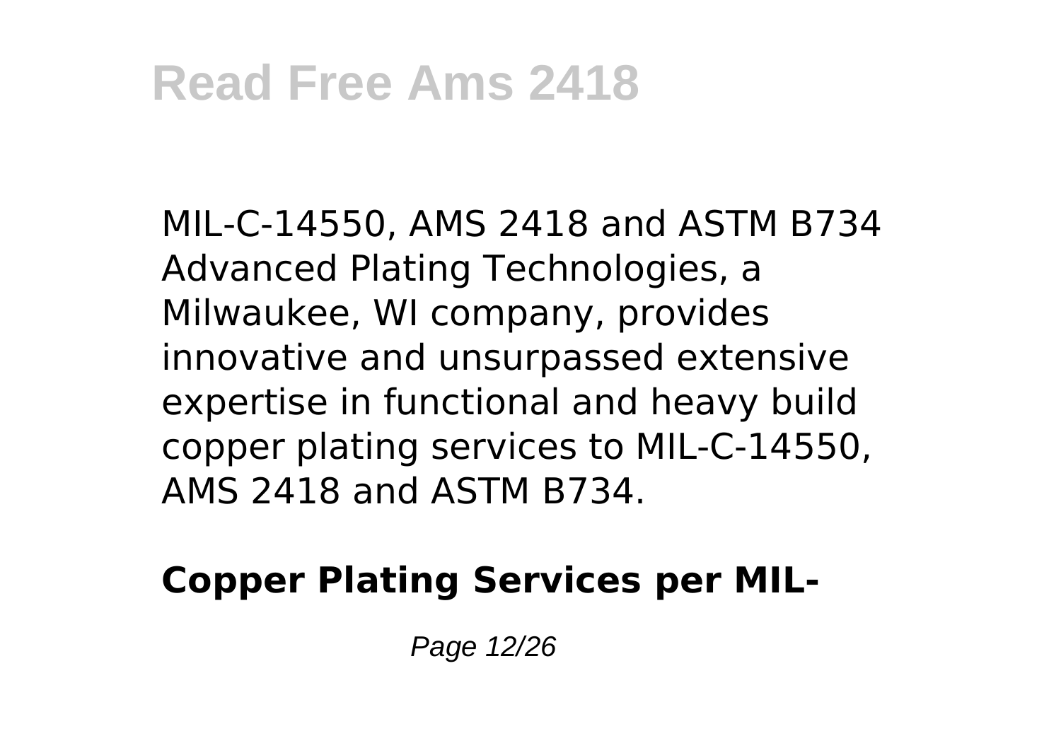MIL-C-14550, AMS 2418 and ASTM B734 Advanced Plating Technologies, a Milwaukee, WI company, provides innovative and unsurpassed extensive expertise in functional and heavy build copper plating services to MIL-C-14550, AMS 2418 and ASTM B734.

**Copper Plating Services per MIL-**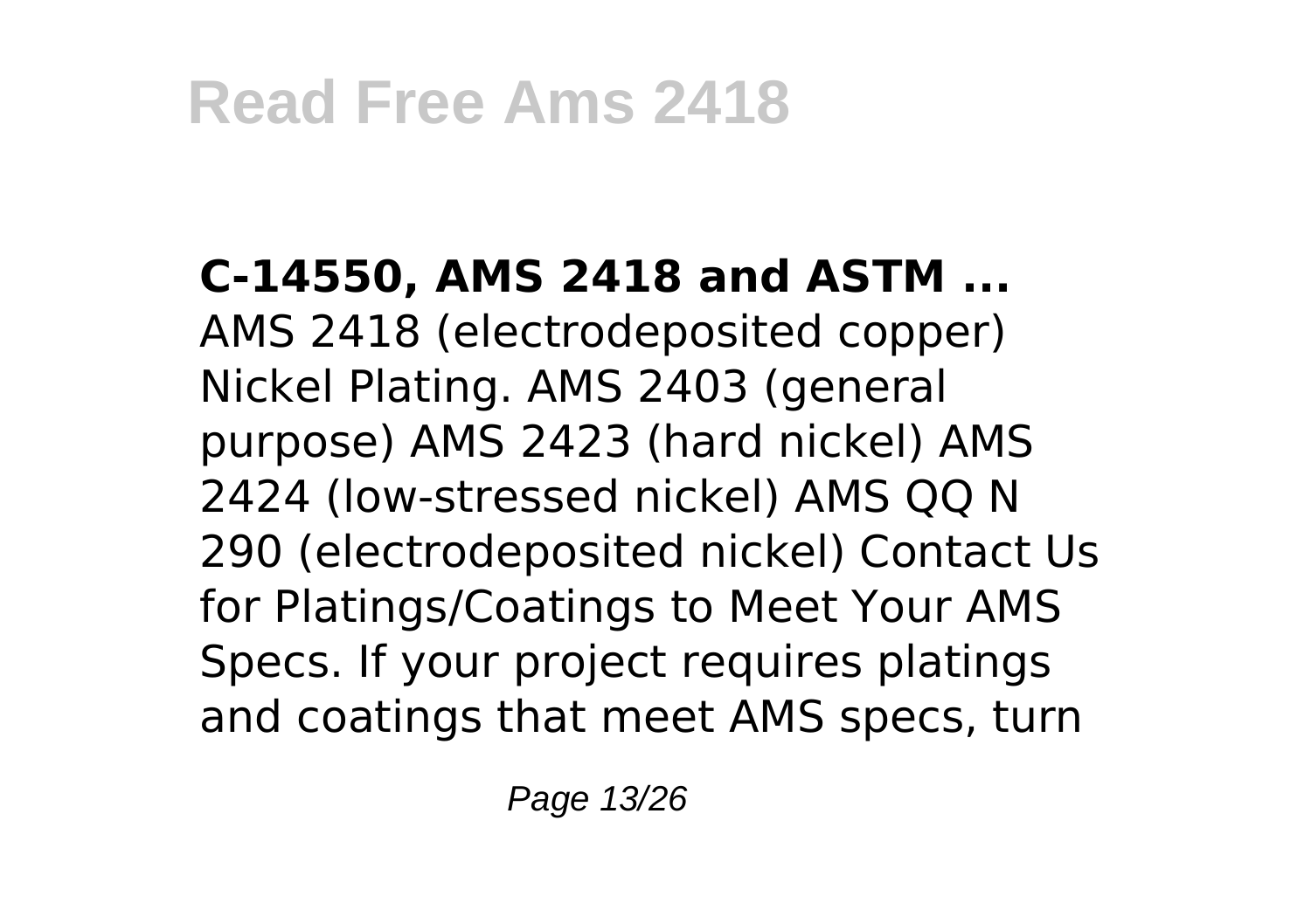**C-14550, AMS 2418 and ASTM ...**

AMS 2418 (electrodeposited copper) Nickel Plating. AMS 2403 (general purpose) AMS 2423 (hard nickel) AMS 2424 (low-stressed nickel) AMS QQ N 290 (electrodeposited nickel) Contact Us for Platings/Coatings to Meet Your AMS Specs. If your project requires platings and coatings that meet AMS specs, turn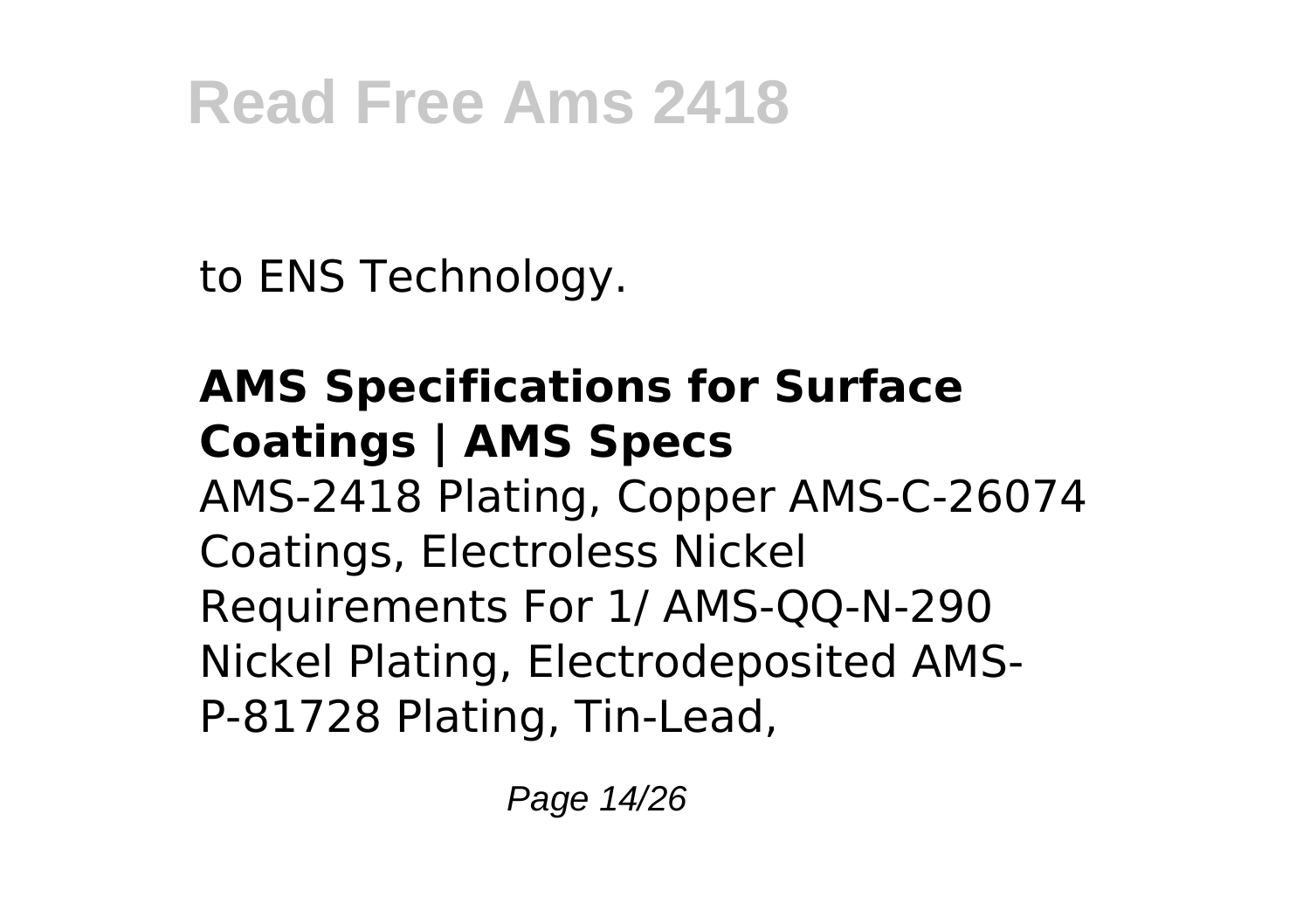to ENS Technology.

**AMS Specifications for Surface Coatings | AMS Specs**

AMS-2418 Plating, Copper AMS-C-26074 Coatings, Electroless Nickel Requirements For 1/ AMS-QQ-N-290 Nickel Plating, Electrodeposited AMS-P-81728 Plating, Tin-Lead,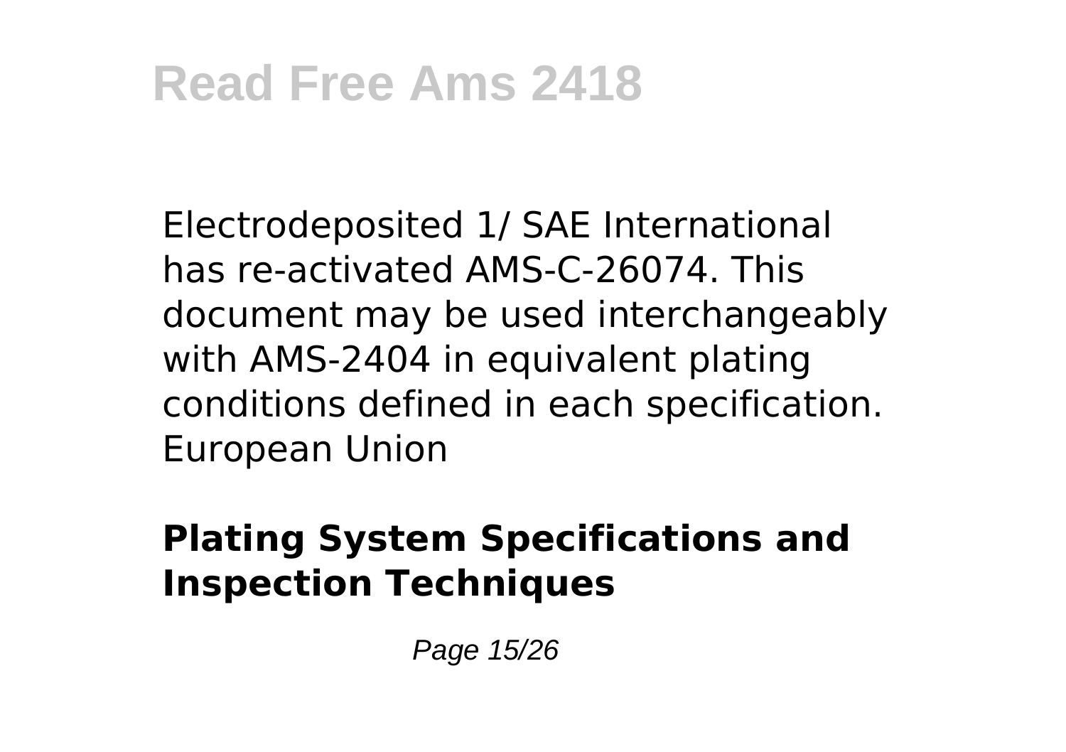Electrodeposited 1/ SAE International has re-activated AMS-C-26074. This document may be used interchangeably with AMS-2404 in equivalent plating conditions defined in each specification. European Union

## Plating System Specifications and Inspection Techniques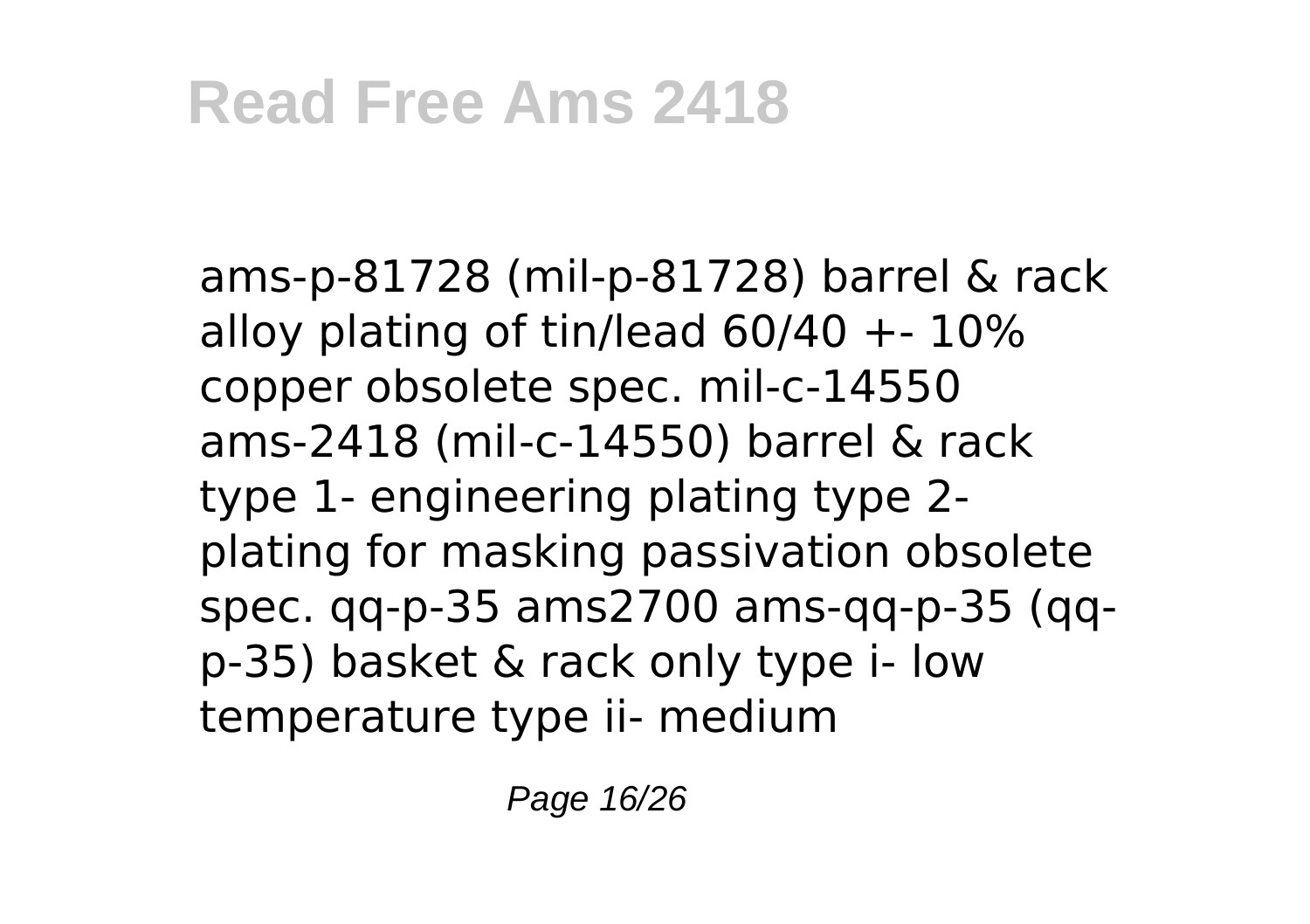ams-p-81728 (mil-p-81728) barrel & rack alloy plating of tin/lead 60/40 +- 10% copper obsolete spec. mil-c-14550 ams-2418 (mil-c-14550) barrel & rack type 1- engineering plating type 2- plating for masking passivation obsolete spec. qq-p-35 ams2700 ams-qq-p-35 (qq-p-35) basket & rack only type i- low temperature type ii- medium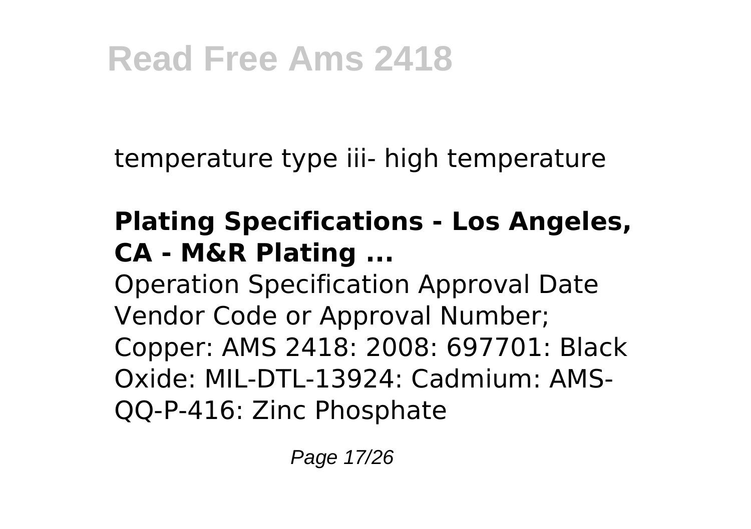temperature type iii- high temperature

**Plating Specifications - Los Angeles, CA - M&R Plating ...**
Operation Specification Approval Date Vendor Code or Approval Number; Copper: AMS 2418: 2008: 697701: Black Oxide: MIL-DTL-13924: Cadmium: AMS-QQ-P-416: Zinc Phosphate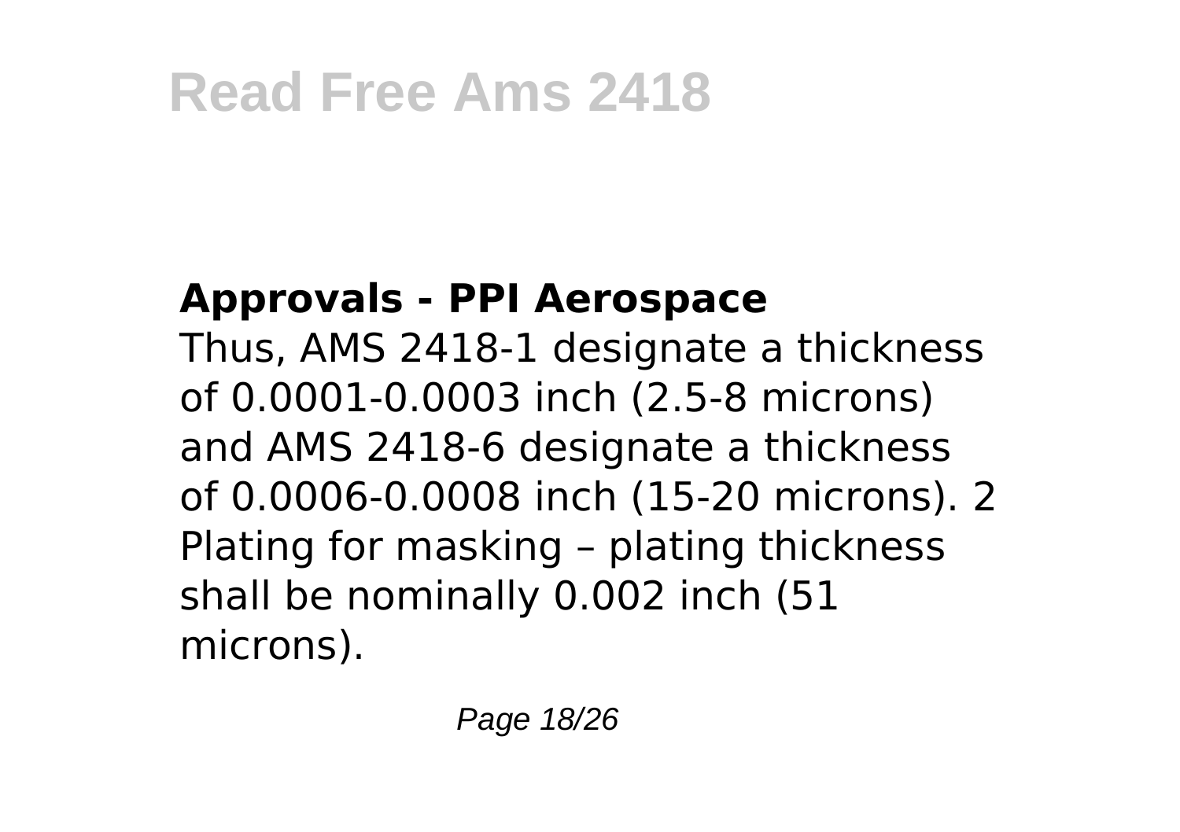## Approvals - PPI Aerospace

Thus, AMS 2418-1 designate a thickness of 0.0001-0.0003 inch (2.5-8 microns) and AMS 2418-6 designate a thickness of 0.0006-0.0008 inch (15-20 microns). 2 Plating for masking – plating thickness shall be nominally 0.002 inch (51 microns).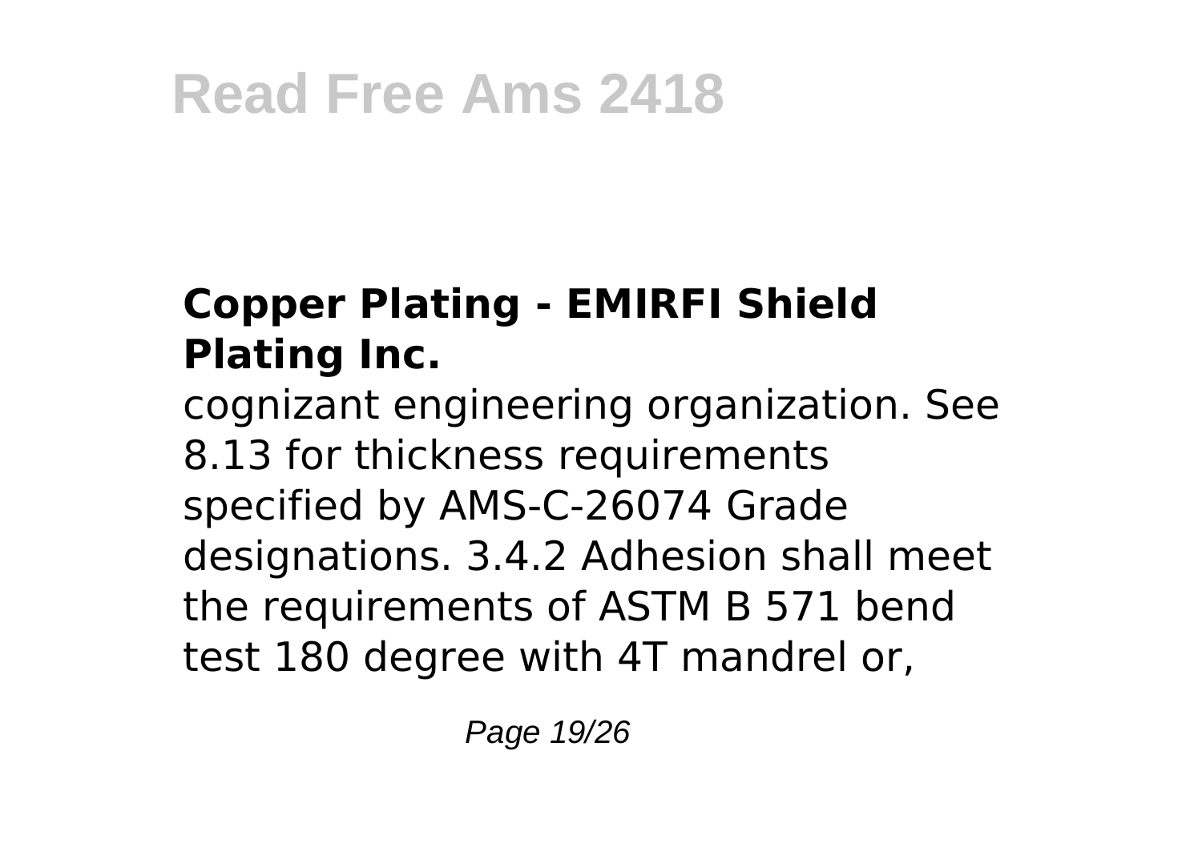### Copper Plating - EMIRFI Shield Plating Inc.

cognizant engineering organization. See 8.13 for thickness requirements specified by AMS-C-26074 Grade designations. 3.4.2 Adhesion shall meet the requirements of ASTM B 571 bend test 180 degree with 4T mandrel or,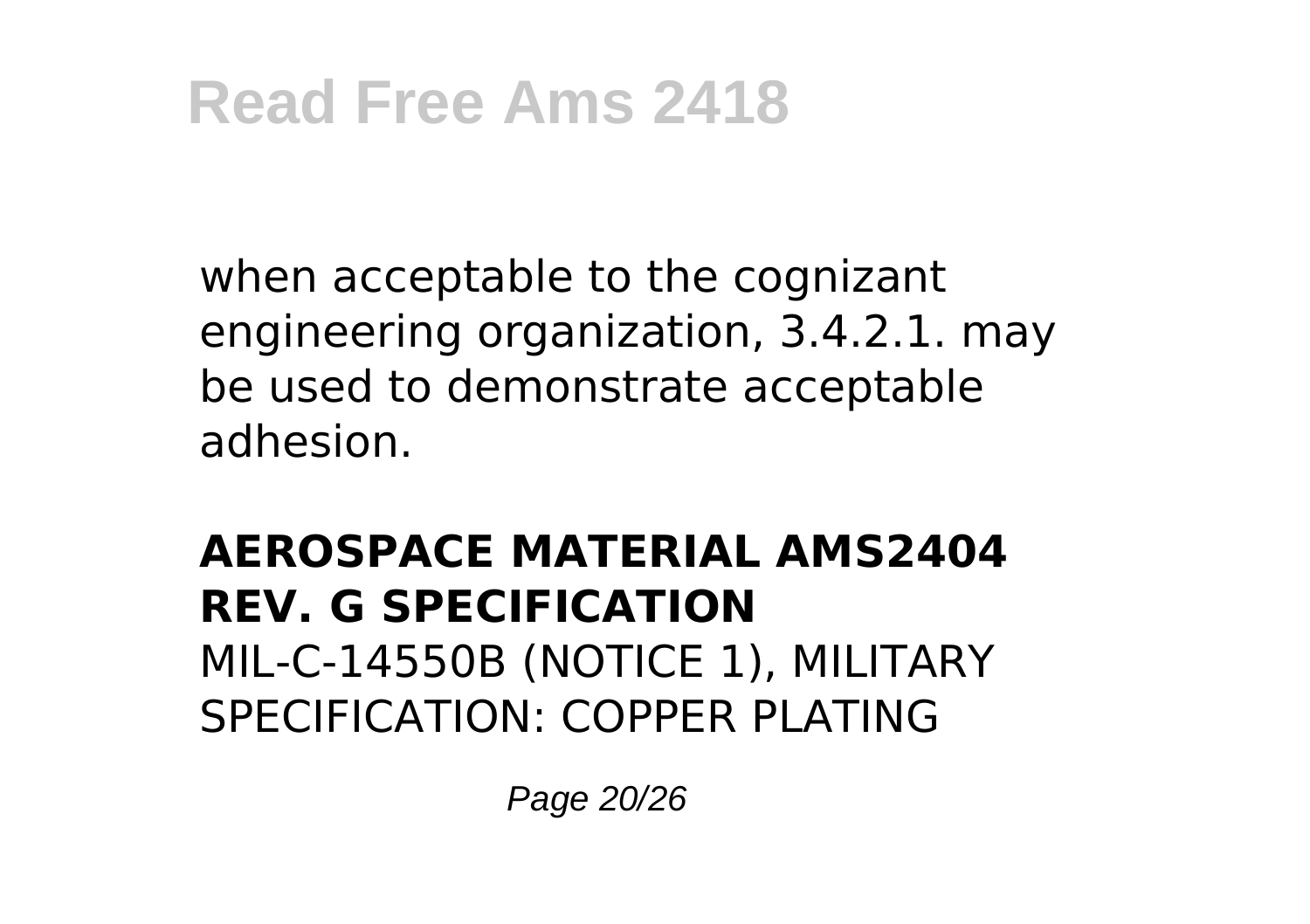when acceptable to the cognizant engineering organization, 3.4.2.1. may be used to demonstrate acceptable adhesion.

**AEROSPACE MATERIAL AMS2404 REV. G SPECIFICATION**

MIL-C-14550B (NOTICE 1), MILITARY SPECIFICATION: COPPER PLATING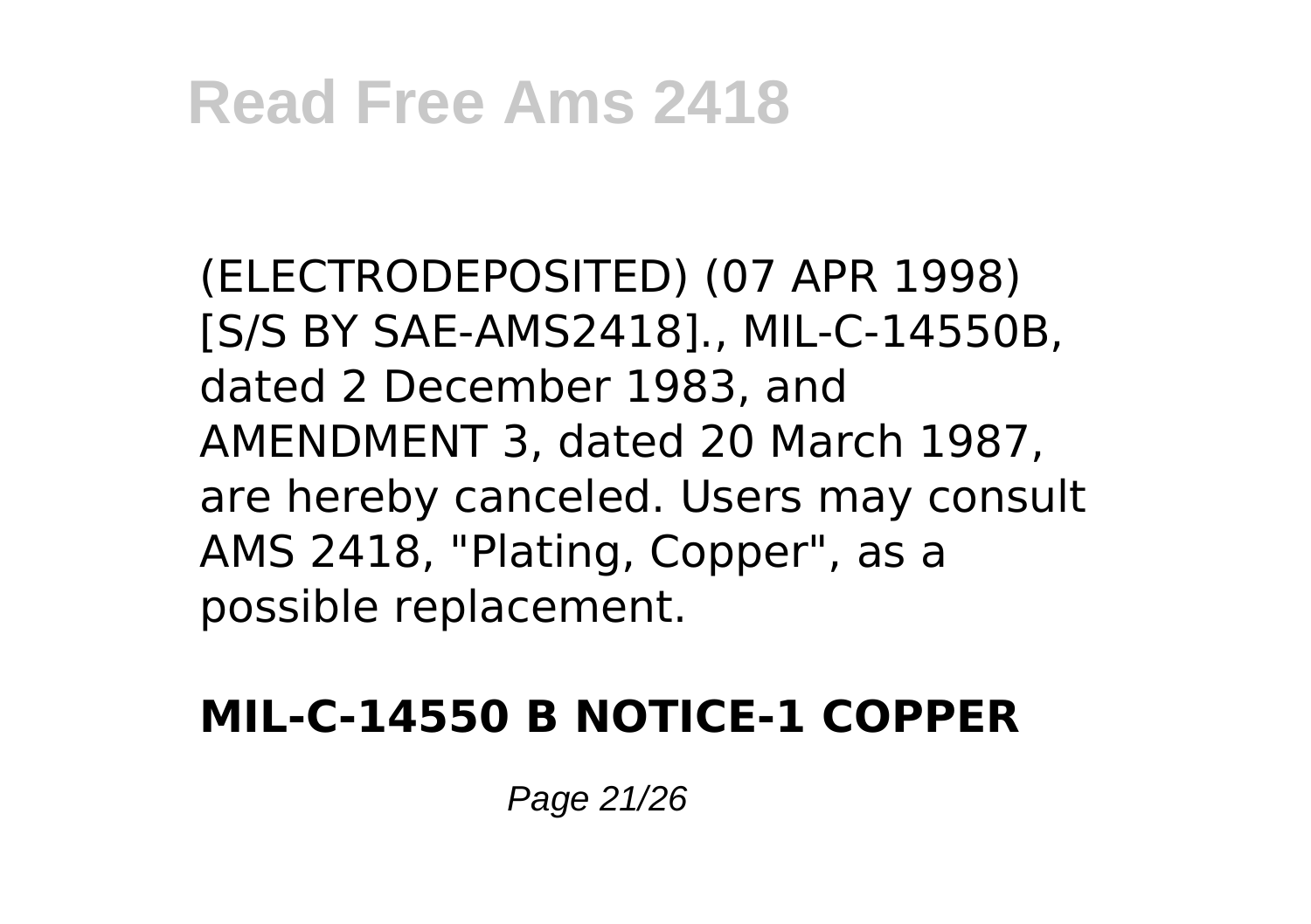(ELECTRODEPOSITED) (07 APR 1998) [S/S BY SAE-AMS2418]., MIL-C-14550B, dated 2 December 1983, and AMENDMENT 3, dated 20 March 1987, are hereby canceled. Users may consult AMS 2418, "Plating, Copper", as a possible replacement.

**MIL-C-14550 B NOTICE-1 COPPER**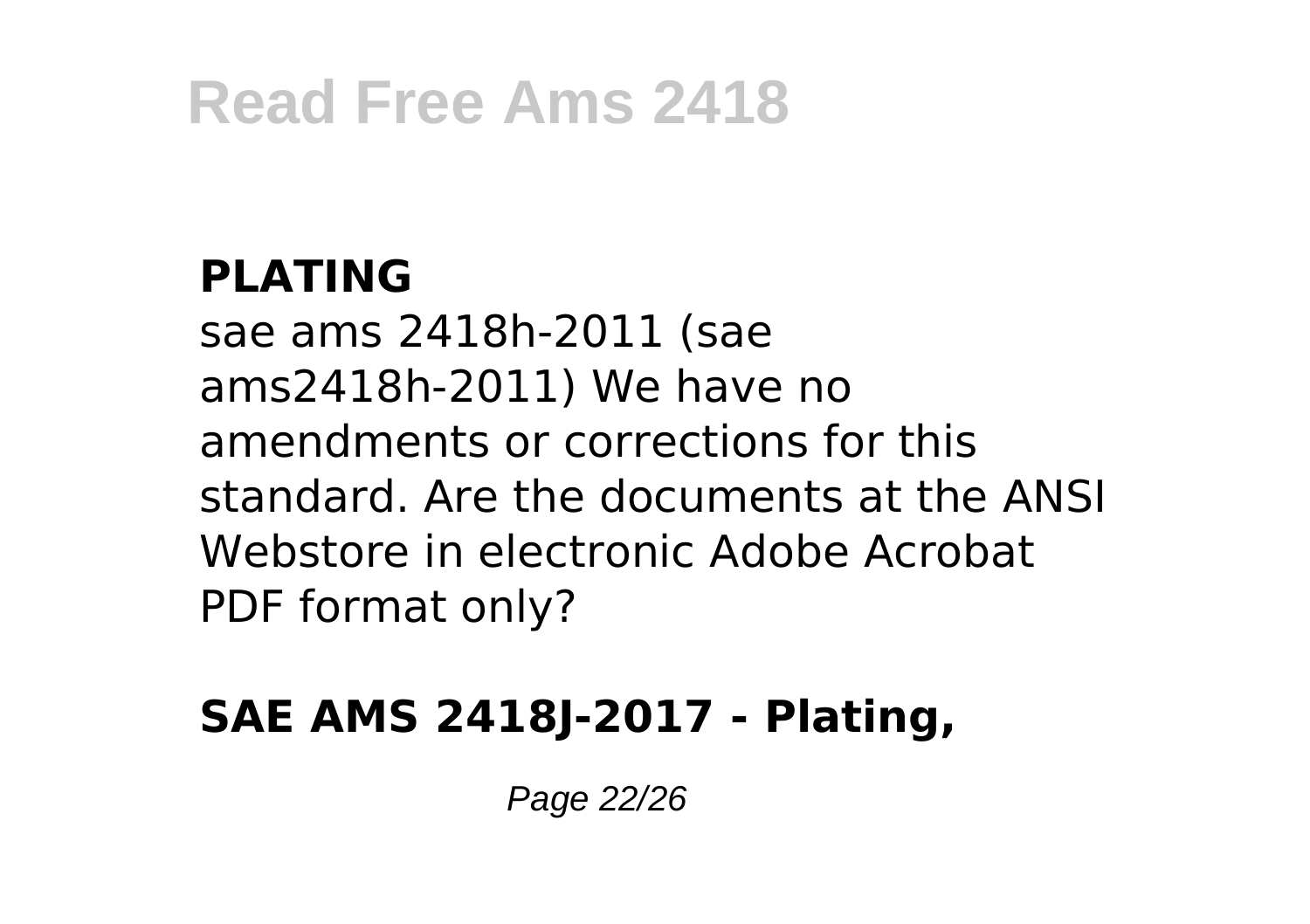### PLATING

sae ams 2418h-2011 (sae ams2418h-2011) We have no amendments or corrections for this standard. Are the documents at the ANSI Webstore in electronic Adobe Acrobat PDF format only?

### SAE AMS 2418J-2017 - Plating,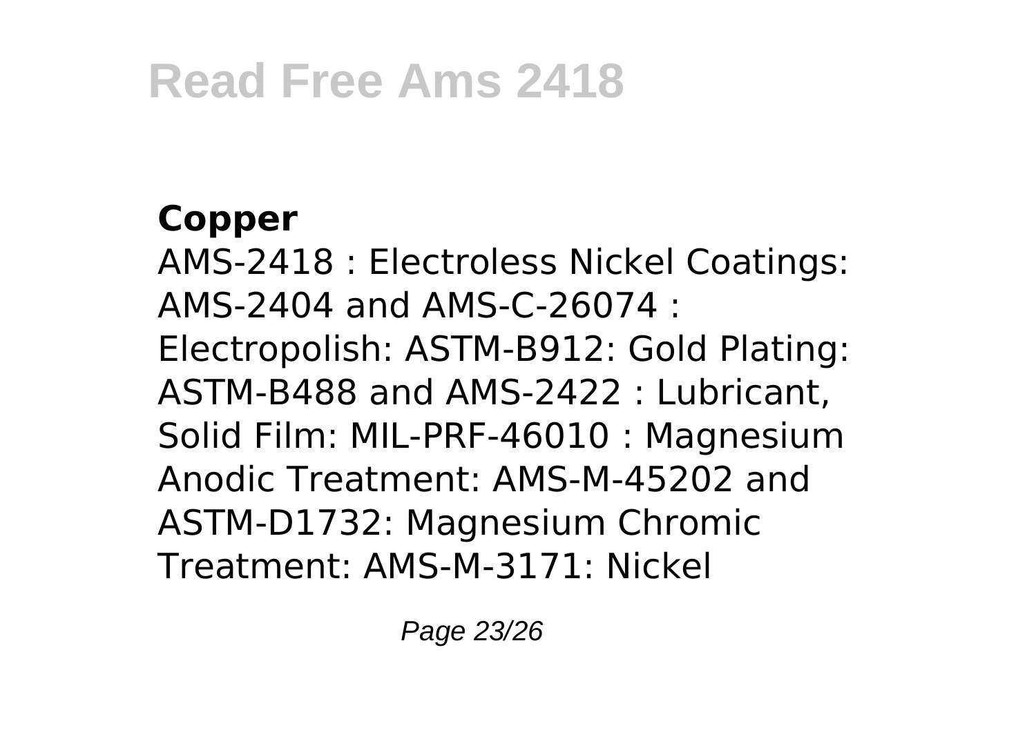**Copper**

AMS-2418 : Electroless Nickel Coatings: AMS-2404 and AMS-C-26074 : Electropolish: ASTM-B912: Gold Plating: ASTM-B488 and AMS-2422 : Lubricant, Solid Film: MIL-PRF-46010 : Magnesium Anodic Treatment: AMS-M-45202 and ASTM-D1732: Magnesium Chromic Treatment: AMS-M-3171: Nickel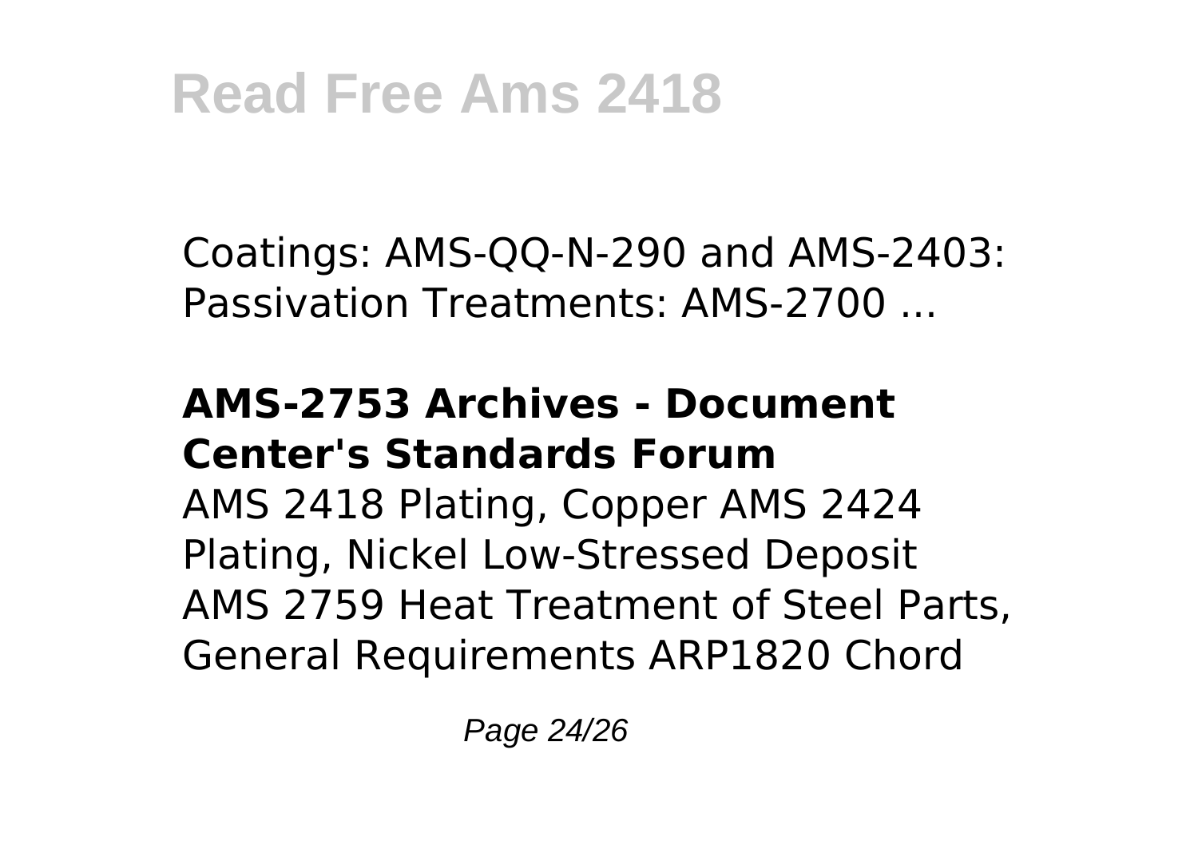Coatings: AMS-QQ-N-290 and AMS-2403: Passivation Treatments: AMS-2700 ...

**AMS-2753 Archives - Document Center's Standards Forum**

AMS 2418 Plating, Copper AMS 2424 Plating, Nickel Low-Stressed Deposit AMS 2759 Heat Treatment of Steel Parts, General Requirements ARP1820 Chord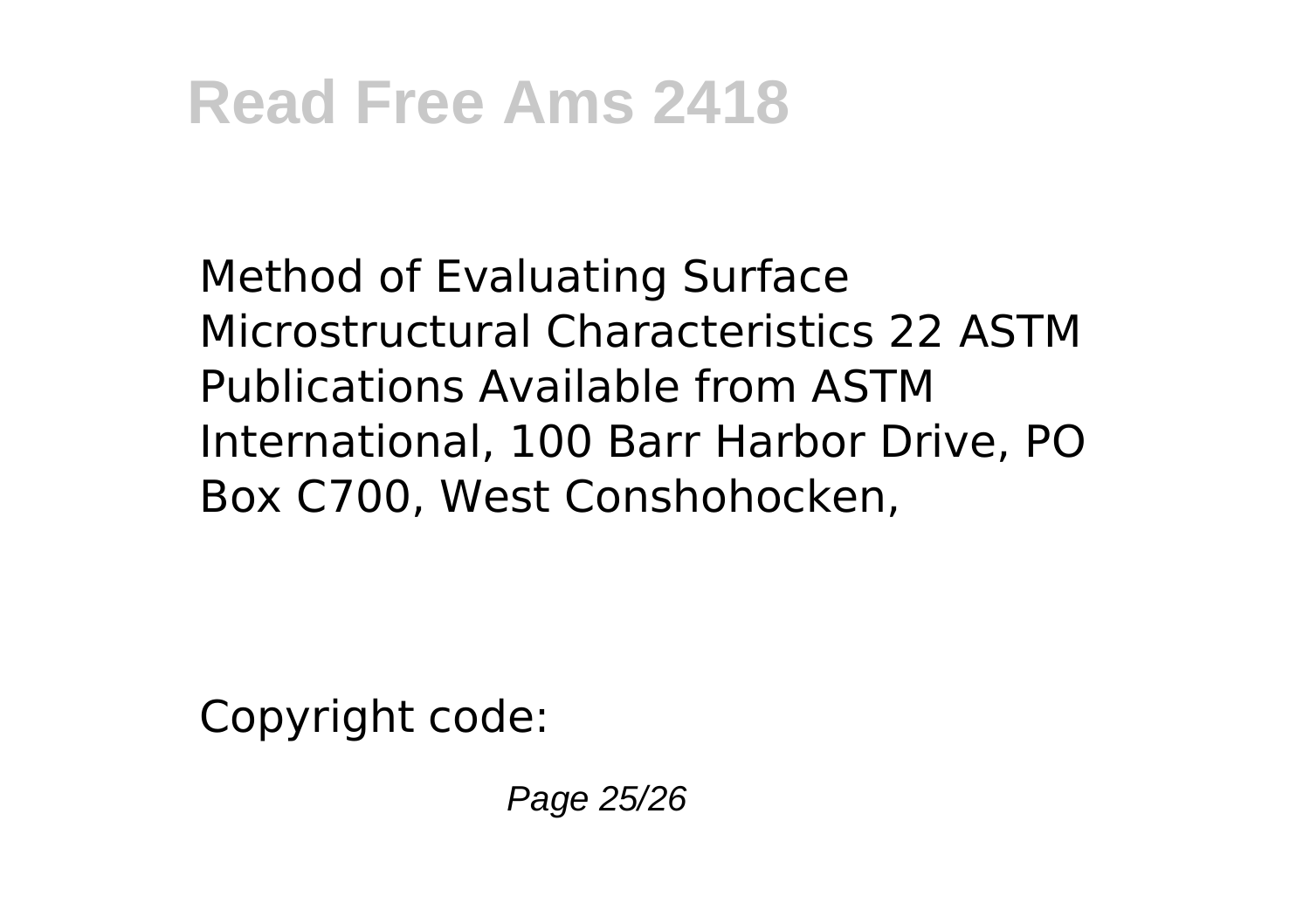Method of Evaluating Surface Microstructural Characteristics 22 ASTM Publications Available from ASTM International, 100 Barr Harbor Drive, PO Box C700, West Conshohocken,

Copyright code: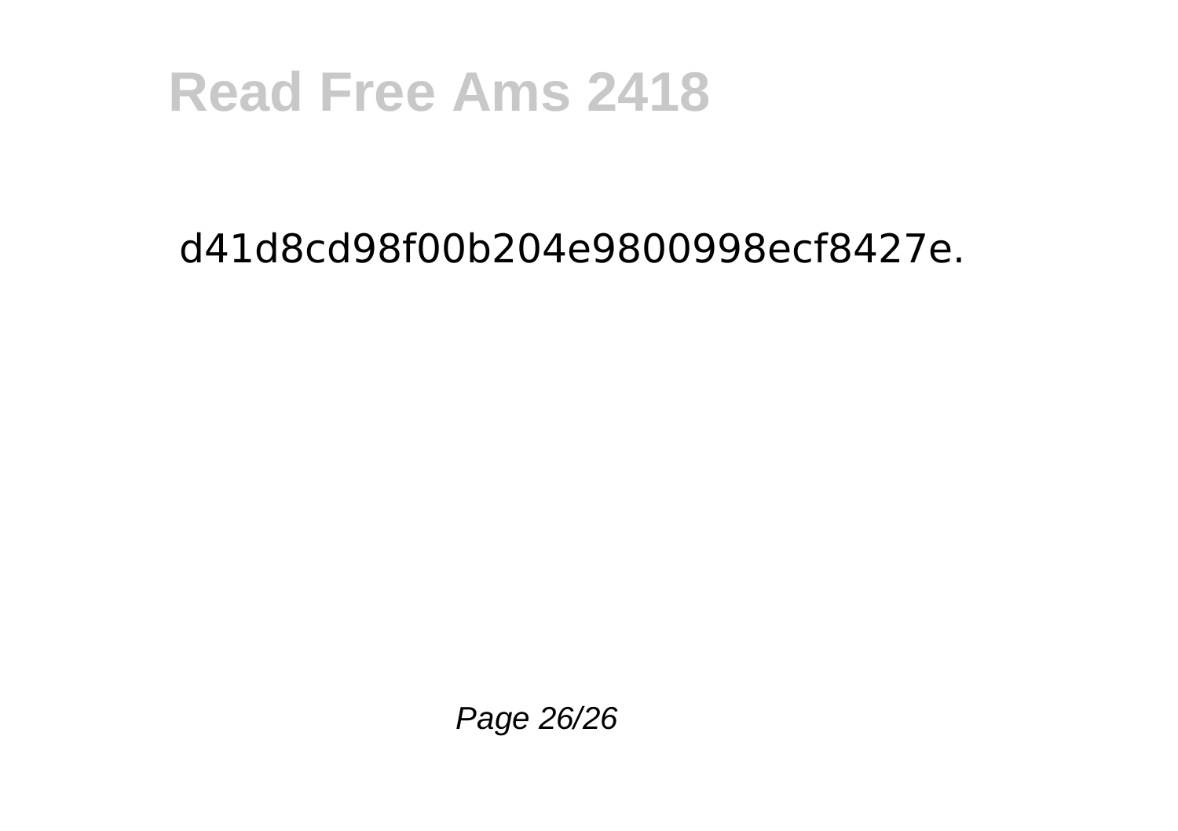d41d8cd98f00b204e9800998ecf8427e.